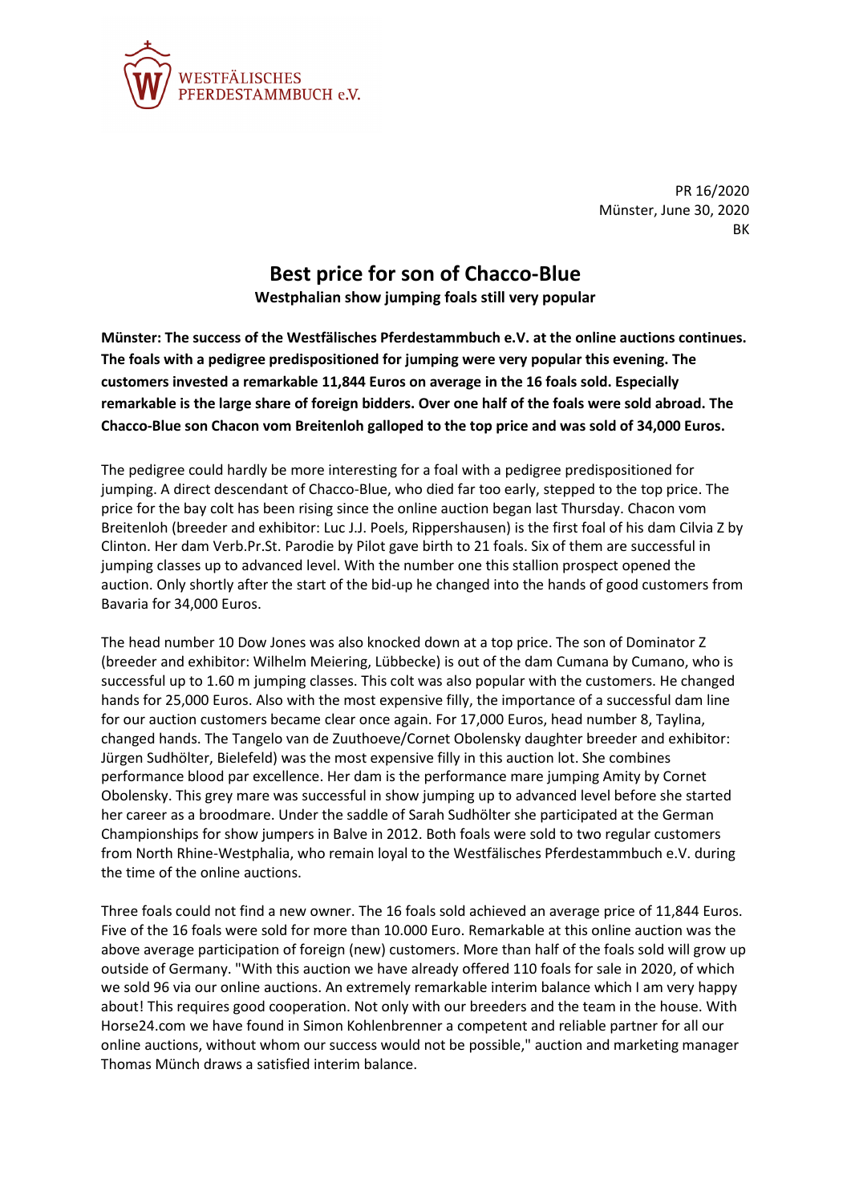WESTFÄLISCHES
PFERDESTAMMBUCH e.V.

PR 16/2020
Münster, June 30, 2020
BK

# Best price for son of Chacco-Blue

**Westphalian show jumping foals still very popular**

**Münster: The success of the Westfälisches Pferdestammbuch e.V. at the online auctions continues. The foals with a pedigree predispositioned for jumping were very popular this evening. The customers invested a remarkable 11,844 Euros on average in the 16 foals sold. Especially remarkable is the large share of foreign bidders. Over one half of the foals were sold abroad. The Chacco-Blue son Chacon vom Breitenloh galloped to the top price and was sold of 34,000 Euros.**

The pedigree could hardly be more interesting for a foal with a pedigree predispositioned for jumping. A direct descendant of Chacco-Blue, who died far too early, stepped to the top price. The price for the bay colt has been rising since the online auction began last Thursday. Chacon vom Breitenloh (breeder and exhibitor: Luc J.J. Poels, Rippershausen) is the first foal of his dam Cilvia Z by Clinton. Her dam Verb.Pr.St. Parodie by Pilot gave birth to 21 foals. Six of them are successful in jumping classes up to advanced level. With the number one this stallion prospect opened the auction. Only shortly after the start of the bid-up he changed into the hands of good customers from Bavaria for 34,000 Euros.

The head number 10 Dow Jones was also knocked down at a top price. The son of Dominator Z (breeder and exhibitor: Wilhelm Meiering, Lübbecke) is out of the dam Cumana by Cumano, who is successful up to 1.60 m jumping classes. This colt was also popular with the customers. He changed hands for 25,000 Euros. Also with the most expensive filly, the importance of a successful dam line for our auction customers became clear once again. For 17,000 Euros, head number 8, Taylina, changed hands. The Tangelo van de Zuuthoeve/Cornet Obolensky daughter breeder and exhibitor: Jürgen Sudhölter, Bielefeld) was the most expensive filly in this auction lot. She combines performance blood par excellence. Her dam is the performance mare jumping Amity by Cornet Obolensky. This grey mare was successful in show jumping up to advanced level before she started her career as a broodmare. Under the saddle of Sarah Sudhölter she participated at the German Championships for show jumpers in Balve in 2012. Both foals were sold to two regular customers from North Rhine-Westphalia, who remain loyal to the Westfälisches Pferdestammbuch e.V. during the time of the online auctions.

Three foals could not find a new owner. The 16 foals sold achieved an average price of 11,844 Euros. Five of the 16 foals were sold for more than 10.000 Euro. Remarkable at this online auction was the above average participation of foreign (new) customers. More than half of the foals sold will grow up outside of Germany. "With this auction we have already offered 110 foals for sale in 2020, of which we sold 96 via our online auctions. An extremely remarkable interim balance which I am very happy about! This requires good cooperation. Not only with our breeders and the team in the house. With Horse24.com we have found in Simon Kohlenbrenner a competent and reliable partner for all our online auctions, without whom our success would not be possible," auction and marketing manager Thomas Münch draws a satisfied interim balance.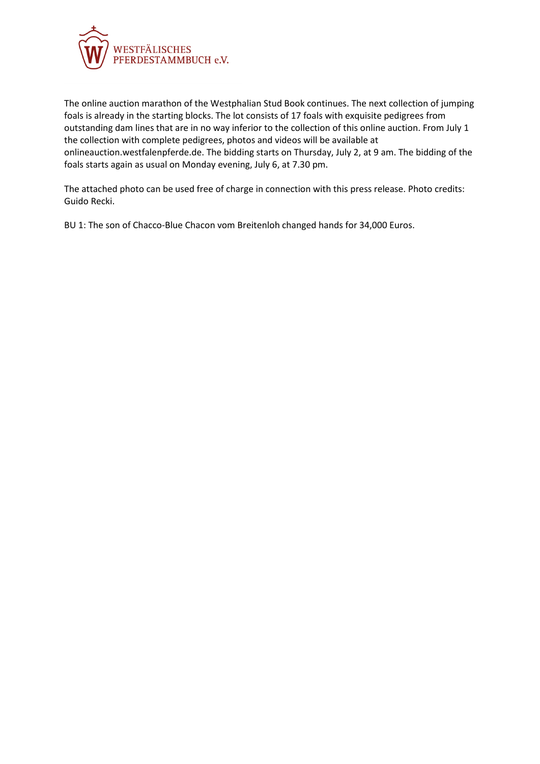The online auction marathon of the Westphalian Stud Book continues. The next collection of jumping foals is already in the starting blocks. The lot consists of 17 foals with exquisite pedigrees from outstanding dam lines that are in no way inferior to the collection of this online auction. From July 1 the collection with complete pedigrees, photos and videos will be available at onlineauction.westfalenpferde.de. The bidding starts on Thursday, July 2, at 9 am. The bidding of the foals starts again as usual on Monday evening, July 6, at 7.30 pm.

The attached photo can be used free of charge in connection with this press release. Photo credits: Guido Recki.

BU 1: The son of Chacco-Blue Chacon vom Breitenloh changed hands for 34,000 Euros.